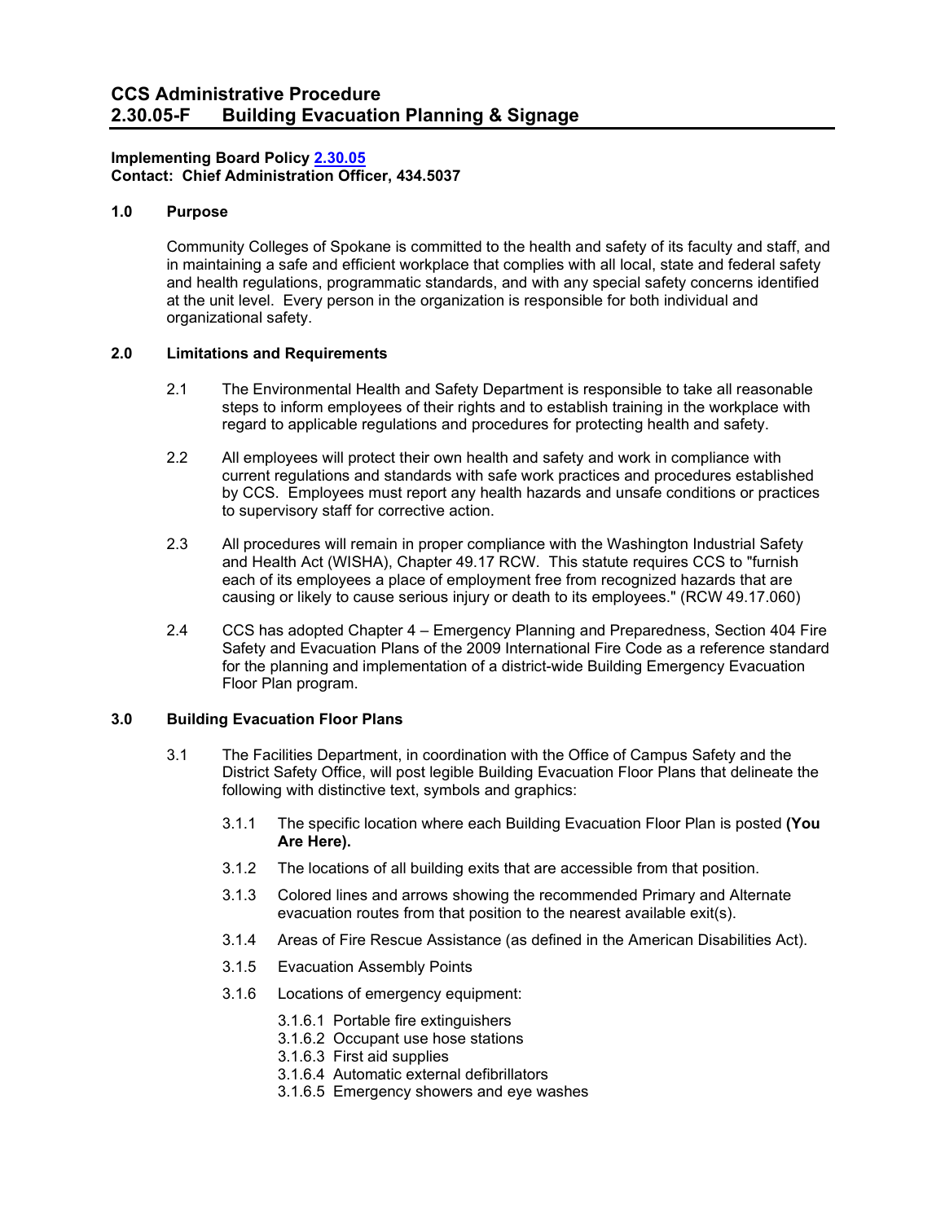# CCS Administrative Procedure
# 2.30.05-F Building Evacuation Planning & Signage

**Implementing Board Policy 2.30.05**
**Contact: Chief Administration Officer, 434.5037**

## 1.0 Purpose

Community Colleges of Spokane is committed to the health and safety of its faculty and staff, and in maintaining a safe and efficient workplace that complies with all local, state and federal safety and health regulations, programmatic standards, and with any special safety concerns identified at the unit level. Every person in the organization is responsible for both individual and organizational safety.

## 2.0 Limitations and Requirements

2.1 The Environmental Health and Safety Department is responsible to take all reasonable steps to inform employees of their rights and to establish training in the workplace with regard to applicable regulations and procedures for protecting health and safety.

2.2 All employees will protect their own health and safety and work in compliance with current regulations and standards with safe work practices and procedures established by CCS. Employees must report any health hazards and unsafe conditions or practices to supervisory staff for corrective action.

2.3 All procedures will remain in proper compliance with the Washington Industrial Safety and Health Act (WISHA), Chapter 49.17 RCW. This statute requires CCS to "furnish each of its employees a place of employment free from recognized hazards that are causing or likely to cause serious injury or death to its employees." (RCW 49.17.060)

2.4 CCS has adopted Chapter 4 – Emergency Planning and Preparedness, Section 404 Fire Safety and Evacuation Plans of the 2009 International Fire Code as a reference standard for the planning and implementation of a district-wide Building Emergency Evacuation Floor Plan program.

## 3.0 Building Evacuation Floor Plans

3.1 The Facilities Department, in coordination with the Office of Campus Safety and the District Safety Office, will post legible Building Evacuation Floor Plans that delineate the following with distinctive text, symbols and graphics:

3.1.1 The specific location where each Building Evacuation Floor Plan is posted **(You Are Here).**

3.1.2 The locations of all building exits that are accessible from that position.

3.1.3 Colored lines and arrows showing the recommended Primary and Alternate evacuation routes from that position to the nearest available exit(s).

3.1.4 Areas of Fire Rescue Assistance (as defined in the American Disabilities Act).

3.1.5 Evacuation Assembly Points

3.1.6 Locations of emergency equipment:

3.1.6.1 Portable fire extinguishers
3.1.6.2 Occupant use hose stations
3.1.6.3 First aid supplies
3.1.6.4 Automatic external defibrillators
3.1.6.5 Emergency showers and eye washes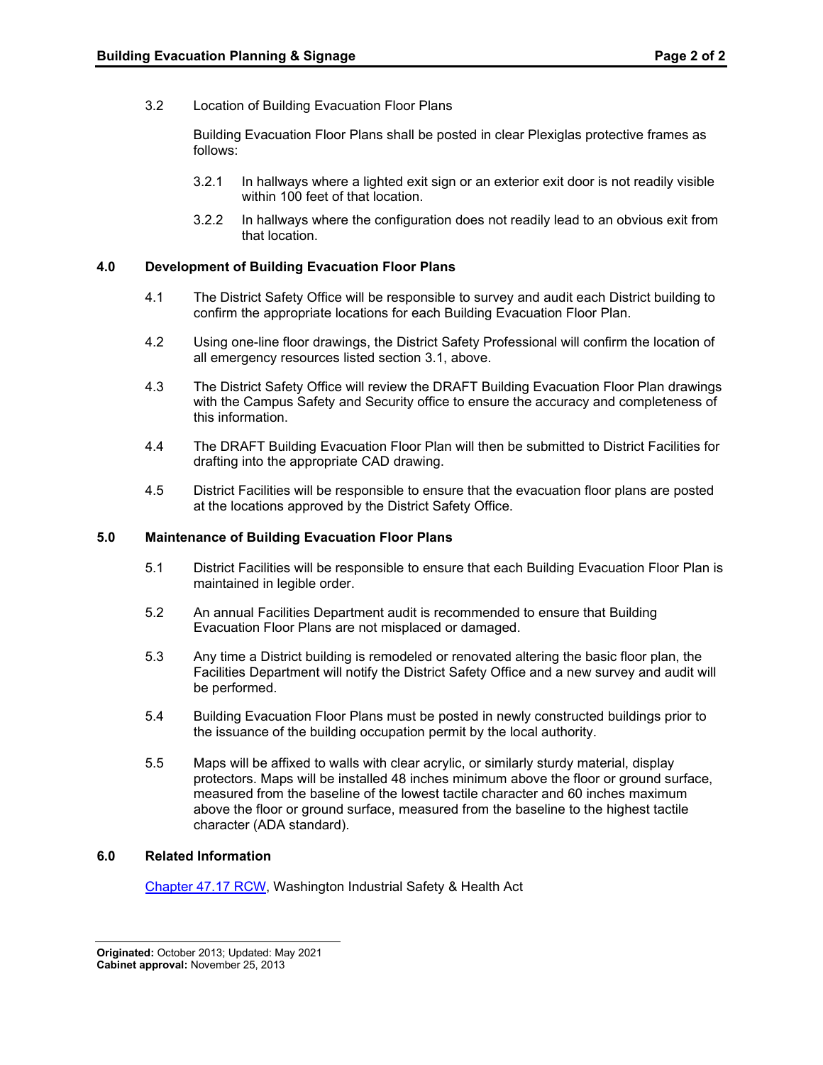3.2 Location of Building Evacuation Floor Plans

Building Evacuation Floor Plans shall be posted in clear Plexiglas protective frames as follows:

3.2.1 In hallways where a lighted exit sign or an exterior exit door is not readily visible within 100 feet of that location.

3.2.2 In hallways where the configuration does not readily lead to an obvious exit from that location.

## 4.0 Development of Building Evacuation Floor Plans

4.1 The District Safety Office will be responsible to survey and audit each District building to confirm the appropriate locations for each Building Evacuation Floor Plan.

4.2 Using one-line floor drawings, the District Safety Professional will confirm the location of all emergency resources listed section 3.1, above.

4.3 The District Safety Office will review the DRAFT Building Evacuation Floor Plan drawings with the Campus Safety and Security office to ensure the accuracy and completeness of this information.

4.4 The DRAFT Building Evacuation Floor Plan will then be submitted to District Facilities for drafting into the appropriate CAD drawing.

4.5 District Facilities will be responsible to ensure that the evacuation floor plans are posted at the locations approved by the District Safety Office.

## 5.0 Maintenance of Building Evacuation Floor Plans

5.1 District Facilities will be responsible to ensure that each Building Evacuation Floor Plan is maintained in legible order.

5.2 An annual Facilities Department audit is recommended to ensure that Building Evacuation Floor Plans are not misplaced or damaged.

5.3 Any time a District building is remodeled or renovated altering the basic floor plan, the Facilities Department will notify the District Safety Office and a new survey and audit will be performed.

5.4 Building Evacuation Floor Plans must be posted in newly constructed buildings prior to the issuance of the building occupation permit by the local authority.

5.5 Maps will be affixed to walls with clear acrylic, or similarly sturdy material, display protectors. Maps will be installed 48 inches minimum above the floor or ground surface, measured from the baseline of the lowest tactile character and 60 inches maximum above the floor or ground surface, measured from the baseline to the highest tactile character (ADA standard).

## 6.0 Related Information

Chapter 47.17 RCW, Washington Industrial Safety & Health Act

---

**Originated:** October 2013; Updated: May 2021
**Cabinet approval:** November 25, 2013